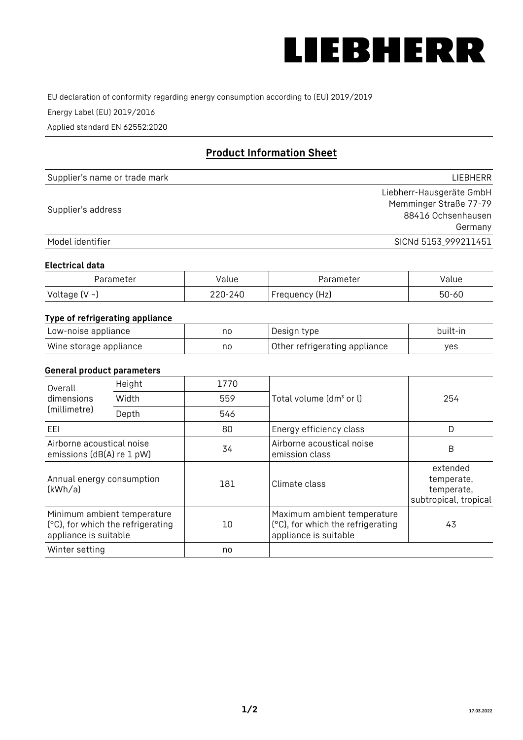LIEBHERR

EU declaration of conformity regarding energy consumption according to (EU) 2019/2019

Energy Label (EU) 2019/2016

Applied standard EN 62552:2020

## Product Information Sheet

| | |
|---|---|
| Supplier's name or trade mark | LIEBHERR |
| Supplier's address | Liebherr-Hausgeräte GmbH<br>Memminger Straße 77-79<br>88416 Ochsenhausen<br>Germany |
| Model identifier | SICNd 5153_999211451 |

### Electrical data

| Parameter | Value | Parameter | Value |
|---|---|---|---|
| Voltage (V ~) | 220-240 | Frequency (Hz) | 50-60 |

### Type of refrigerating appliance

| | | | |
|---|---|---|---|
| Low-noise appliance | no | Design type | built-in |
| Wine storage appliance | no | Other refrigerating appliance | yes |

### General product parameters

| | | | | |
|---|---|---|---|---|
| Overall dimensions (millimetre) | Height | 1770 | Total volume (dm³ or l) | 254 |
| | Width | 559 | | |
| | Depth | 546 | | |
| EEI | | 80 | Energy efficiency class | D |
| Airborne acoustical noise emissions (dB(A) re 1 pW) | | 34 | Airborne acoustical noise emission class | B |
| Annual energy consumption (kWh/a) | | 181 | Climate class | extended temperate, temperate, subtropical, tropical |
| Minimum ambient temperature (°C), for which the refrigerating appliance is suitable | | 10 | Maximum ambient temperature (°C), for which the refrigerating appliance is suitable | 43 |
| Winter setting | | no | | |

17.03.2022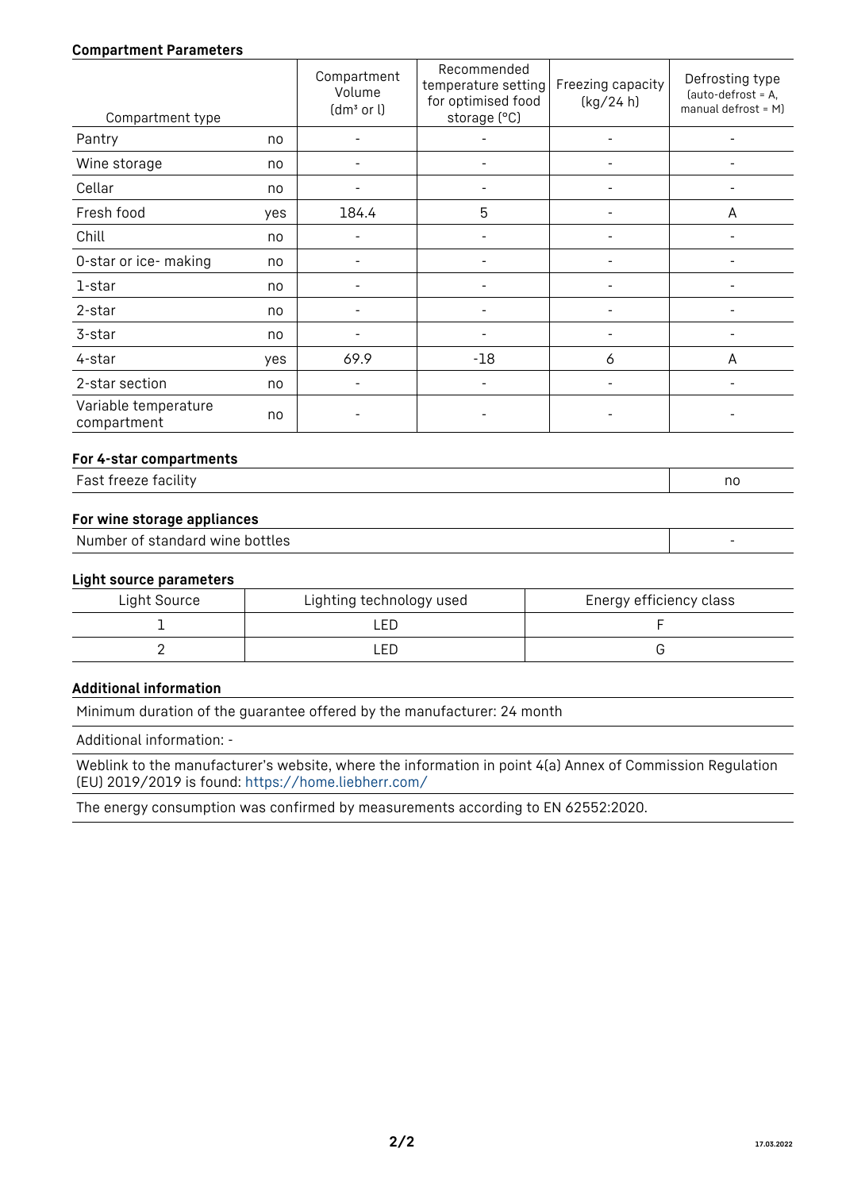### Compartment Parameters

| Compartment type | | Compartment Volume (dm³ or l) | Recommended temperature setting for optimised food storage (°C) | Freezing capacity (kg/24 h) | Defrosting type (auto-defrost = A, manual defrost = M) |
|---|---|---|---|---|---|
| Pantry | no | - | - | - | - |
| Wine storage | no | - | - | - | - |
| Cellar | no | - | - | - | - |
| Fresh food | yes | 184.4 | 5 | - | A |
| Chill | no | - | - | - | - |
| 0-star or ice- making | no | - | - | - | - |
| 1-star | no | - | - | - | - |
| 2-star | no | - | - | - | - |
| 3-star | no | - | - | - | - |
| 4-star | yes | 69.9 | -18 | 6 | A |
| 2-star section | no | - | - | - | - |
| Variable temperature compartment | no | - | - | - | - |

### For 4-star compartments

| | |
|---|---|
| Fast freeze facility | no |

### For wine storage appliances

| | |
|---|---|
| Number of standard wine bottles | - |

### Light source parameters

| Light Source | Lighting technology used | Energy efficiency class |
|---|---|---|
| 1 | LED | F |
| 2 | LED | G |

### Additional information

Minimum duration of the guarantee offered by the manufacturer: 24 month

Additional information: -

Weblink to the manufacturer's website, where the information in point 4(a) Annex of Commission Regulation (EU) 2019/2019 is found: https://home.liebherr.com/

The energy consumption was confirmed by measurements according to EN 62552:2020.

17.03.2022